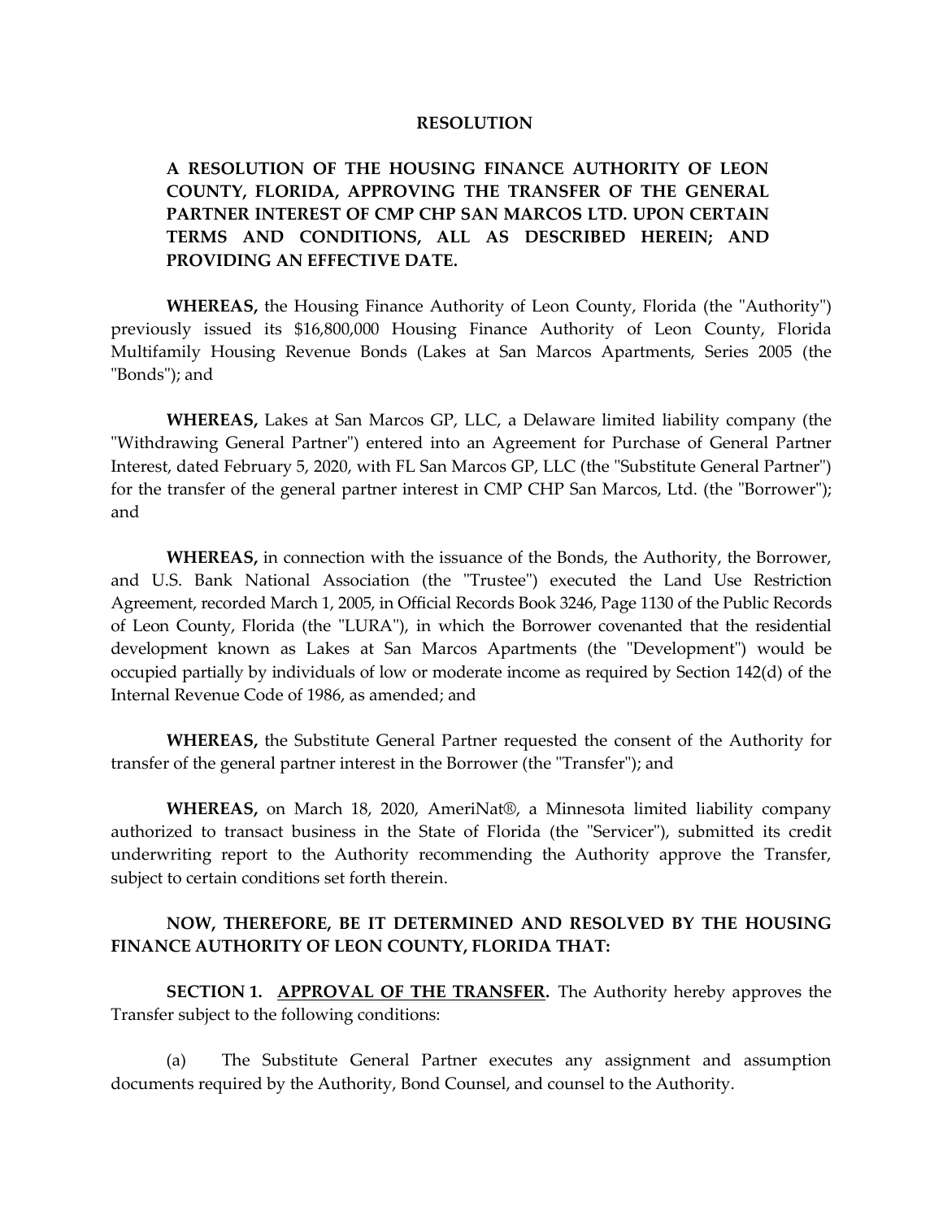**RESOLUTION**

**A RESOLUTION OF THE HOUSING FINANCE AUTHORITY OF LEON COUNTY, FLORIDA, APPROVING THE TRANSFER OF THE GENERAL PARTNER INTEREST OF CMP CHP SAN MARCOS LTD. UPON CERTAIN TERMS AND CONDITIONS, ALL AS DESCRIBED HEREIN; AND PROVIDING AN EFFECTIVE DATE.**

**WHEREAS,** the Housing Finance Authority of Leon County, Florida (the "Authority") previously issued its $16,800,000 Housing Finance Authority of Leon County, Florida Multifamily Housing Revenue Bonds (Lakes at San Marcos Apartments, Series 2005 (the "Bonds"); and

**WHEREAS,** Lakes at San Marcos GP, LLC, a Delaware limited liability company (the "Withdrawing General Partner") entered into an Agreement for Purchase of General Partner Interest, dated February 5, 2020, with FL San Marcos GP, LLC (the "Substitute General Partner") for the transfer of the general partner interest in CMP CHP San Marcos, Ltd. (the "Borrower"); and

**WHEREAS,** in connection with the issuance of the Bonds, the Authority, the Borrower, and U.S. Bank National Association (the "Trustee") executed the Land Use Restriction Agreement, recorded March 1, 2005, in Official Records Book 3246, Page 1130 of the Public Records of Leon County, Florida (the "LURA"), in which the Borrower covenanted that the residential development known as Lakes at San Marcos Apartments (the "Development") would be occupied partially by individuals of low or moderate income as required by Section 142(d) of the Internal Revenue Code of 1986, as amended; and

**WHEREAS,** the Substitute General Partner requested the consent of the Authority for transfer of the general partner interest in the Borrower (the "Transfer"); and

**WHEREAS,** on March 18, 2020, AmeriNat®, a Minnesota limited liability company authorized to transact business in the State of Florida (the "Servicer"), submitted its credit underwriting report to the Authority recommending the Authority approve the Transfer, subject to certain conditions set forth therein.

**NOW, THEREFORE, BE IT DETERMINED AND RESOLVED BY THE HOUSING FINANCE AUTHORITY OF LEON COUNTY, FLORIDA THAT:**

**SECTION 1. APPROVAL OF THE TRANSFER.** The Authority hereby approves the Transfer subject to the following conditions:

(a) The Substitute General Partner executes any assignment and assumption documents required by the Authority, Bond Counsel, and counsel to the Authority.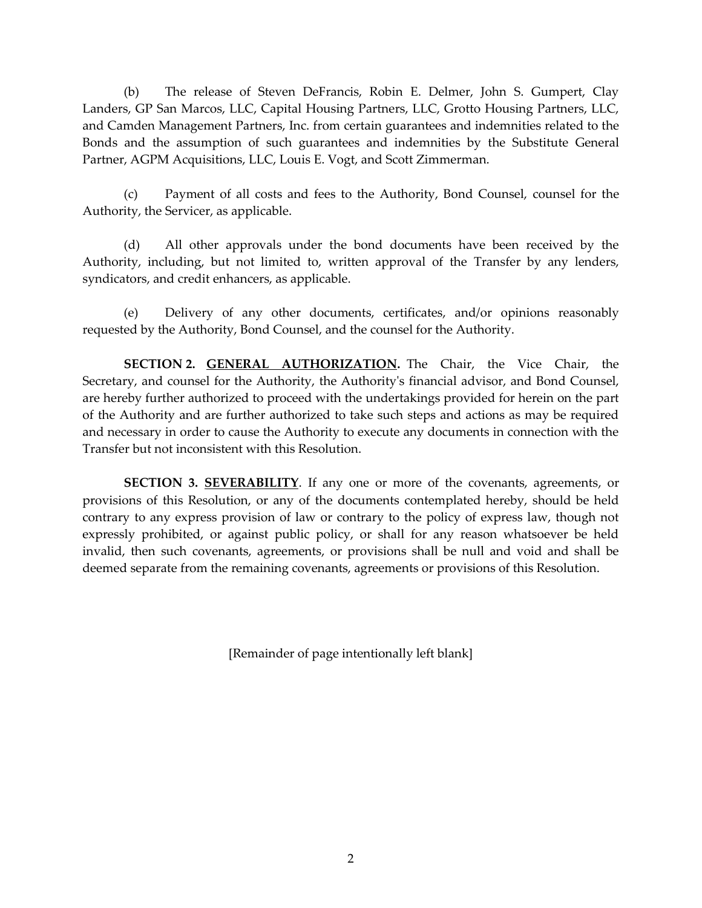(b) The release of Steven DeFrancis, Robin E. Delmer, John S. Gumpert, Clay Landers, GP San Marcos, LLC, Capital Housing Partners, LLC, Grotto Housing Partners, LLC, and Camden Management Partners, Inc. from certain guarantees and indemnities related to the Bonds and the assumption of such guarantees and indemnities by the Substitute General Partner, AGPM Acquisitions, LLC, Louis E. Vogt, and Scott Zimmerman.

(c) Payment of all costs and fees to the Authority, Bond Counsel, counsel for the Authority, the Servicer, as applicable.

(d) All other approvals under the bond documents have been received by the Authority, including, but not limited to, written approval of the Transfer by any lenders, syndicators, and credit enhancers, as applicable.

(e) Delivery of any other documents, certificates, and/or opinions reasonably requested by the Authority, Bond Counsel, and the counsel for the Authority.

**SECTION 2. <u>GENERAL AUTHORIZATION</u>.** The Chair, the Vice Chair, the Secretary, and counsel for the Authority, the Authority's financial advisor, and Bond Counsel, are hereby further authorized to proceed with the undertakings provided for herein on the part of the Authority and are further authorized to take such steps and actions as may be required and necessary in order to cause the Authority to execute any documents in connection with the Transfer but not inconsistent with this Resolution.

**SECTION 3. <u>SEVERABILITY</u>**. If any one or more of the covenants, agreements, or provisions of this Resolution, or any of the documents contemplated hereby, should be held contrary to any express provision of law or contrary to the policy of express law, though not expressly prohibited, or against public policy, or shall for any reason whatsoever be held invalid, then such covenants, agreements, or provisions shall be null and void and shall be deemed separate from the remaining covenants, agreements or provisions of this Resolution.

[Remainder of page intentionally left blank]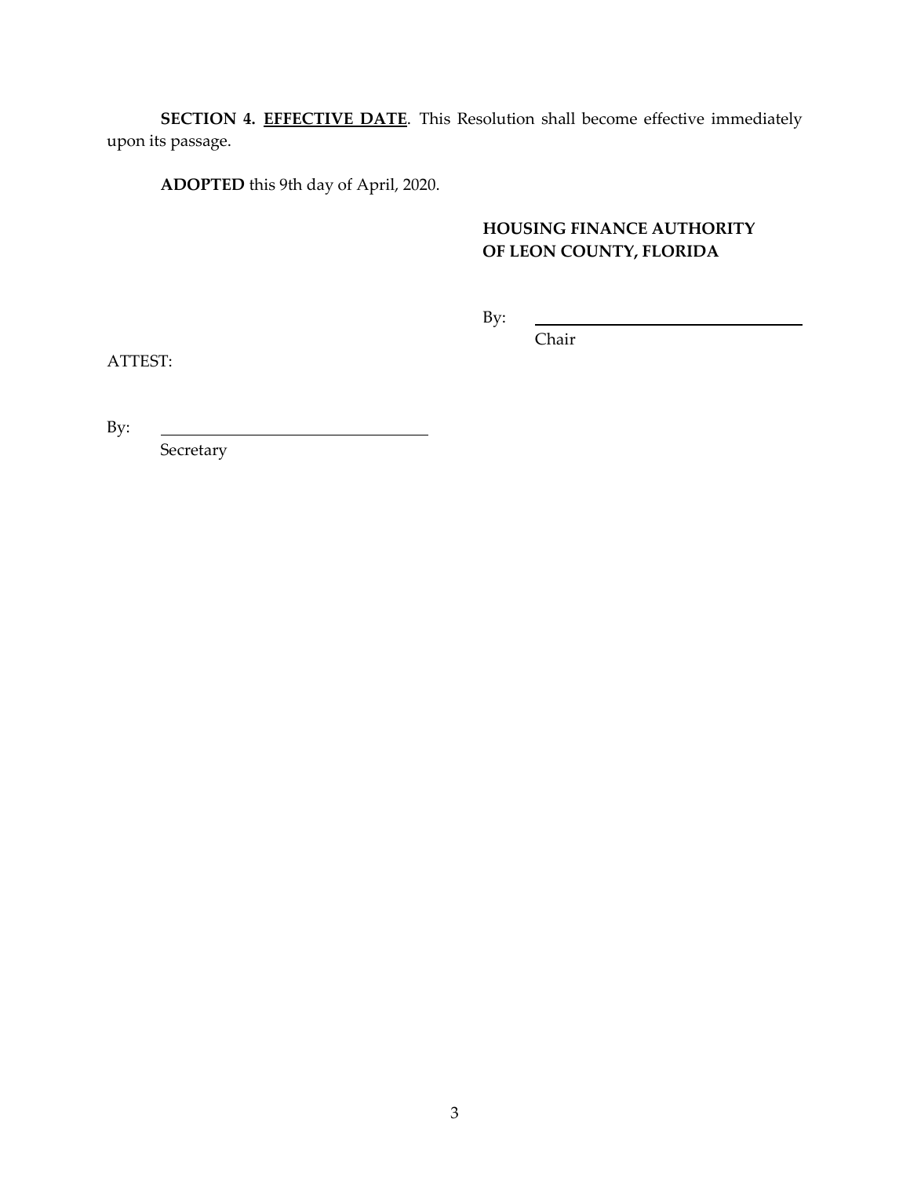**SECTION 4. EFFECTIVE DATE**. This Resolution shall become effective immediately upon its passage.

**ADOPTED** this 9th day of April, 2020.

**HOUSING FINANCE AUTHORITY OF LEON COUNTY, FLORIDA**

By: ______________________________
Chair

ATTEST:

By: ______________________________
Secretary